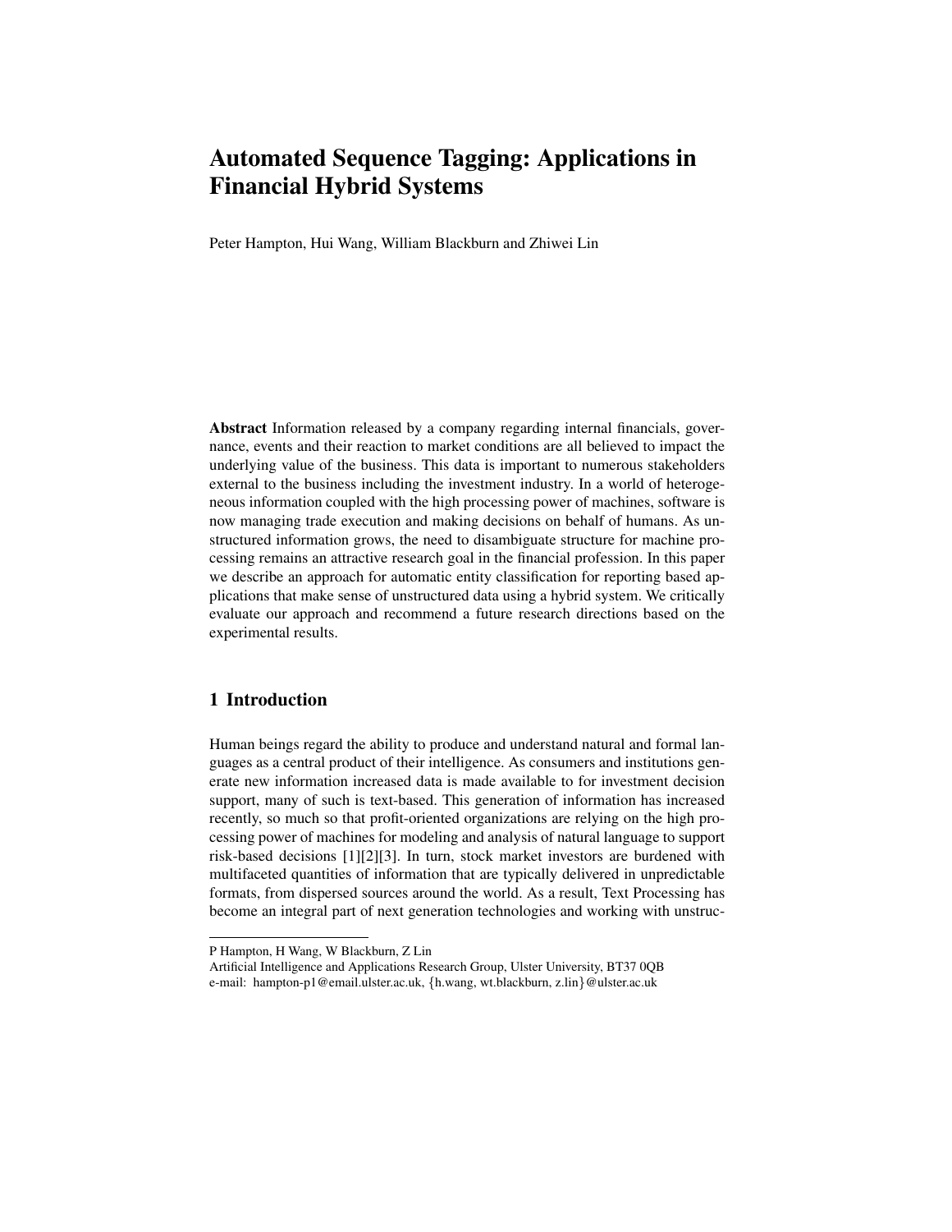# Automated Sequence Tagging: Applications in Financial Hybrid Systems

Peter Hampton, Hui Wang, William Blackburn and Zhiwei Lin

**Abstract** Information released by a company regarding internal financials, governance, events and their reaction to market conditions are all believed to impact the underlying value of the business. This data is important to numerous stakeholders external to the business including the investment industry. In a world of heterogeneous information coupled with the high processing power of machines, software is now managing trade execution and making decisions on behalf of humans. As unstructured information grows, the need to disambiguate structure for machine processing remains an attractive research goal in the financial profession. In this paper we describe an approach for automatic entity classification for reporting based applications that make sense of unstructured data using a hybrid system. We critically evaluate our approach and recommend a future research directions based on the experimental results.

## 1 Introduction

Human beings regard the ability to produce and understand natural and formal languages as a central product of their intelligence. As consumers and institutions generate new information increased data is made available to for investment decision support, many of such is text-based. This generation of information has increased recently, so much so that profit-oriented organizations are relying on the high processing power of machines for modeling and analysis of natural language to support risk-based decisions [1][2][3]. In turn, stock market investors are burdened with multifaceted quantities of information that are typically delivered in unpredictable formats, from dispersed sources around the world. As a result, Text Processing has become an integral part of next generation technologies and working with unstruc-

---

P Hampton, H Wang, W Blackburn, Z Lin
Artificial Intelligence and Applications Research Group, Ulster University, BT37 0QB
e-mail: hampton-p1@email.ulster.ac.uk, {h.wang, wt.blackburn, z.lin}@ulster.ac.uk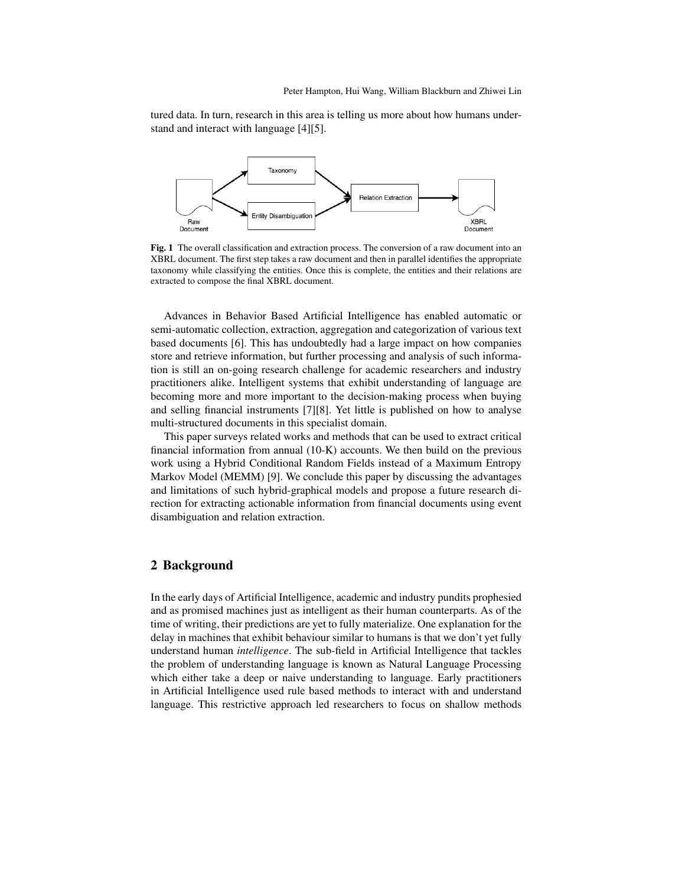tured data. In turn, research in this area is telling us more about how humans understand and interact with language [4][5].

**Fig. 1** The overall classification and extraction process. The conversion of a raw document into an XBRL document. The first step takes a raw document and then in parallel identifies the appropriate taxonomy while classifying the entities. Once this is complete, the entities and their relations are extracted to compose the final XBRL document.

Advances in Behavior Based Artificial Intelligence has enabled automatic or semi-automatic collection, extraction, aggregation and categorization of various text based documents [6]. This has undoubtedly had a large impact on how companies store and retrieve information, but further processing and analysis of such information is still an on-going research challenge for academic researchers and industry practitioners alike. Intelligent systems that exhibit understanding of language are becoming more and more important to the decision-making process when buying and selling financial instruments [7][8]. Yet little is published on how to analyse multi-structured documents in this specialist domain.

This paper surveys related works and methods that can be used to extract critical financial information from annual (10-K) accounts. We then build on the previous work using a Hybrid Conditional Random Fields instead of a Maximum Entropy Markov Model (MEMM) [9]. We conclude this paper by discussing the advantages and limitations of such hybrid-graphical models and propose a future research direction for extracting actionable information from financial documents using event disambiguation and relation extraction.

## 2 Background

In the early days of Artificial Intelligence, academic and industry pundits prophesied and as promised machines just as intelligent as their human counterparts. As of the time of writing, their predictions are yet to fully materialize. One explanation for the delay in machines that exhibit behaviour similar to humans is that we don't yet fully understand human *intelligence*. The sub-field in Artificial Intelligence that tackles the problem of understanding language is known as Natural Language Processing which either take a deep or naive understanding to language. Early practitioners in Artificial Intelligence used rule based methods to interact with and understand language. This restrictive approach led researchers to focus on shallow methods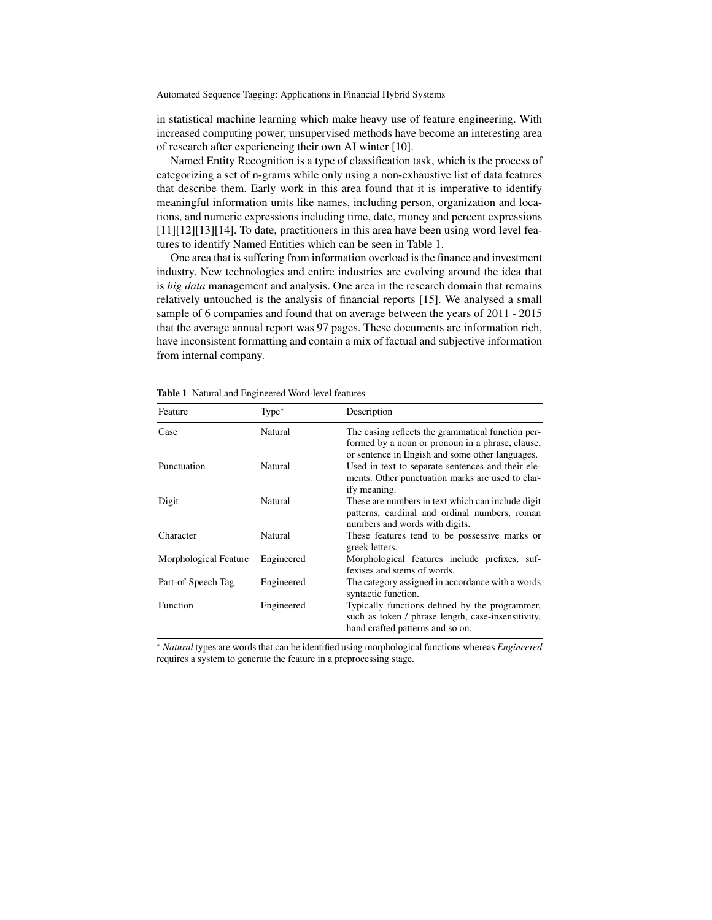in statistical machine learning which make heavy use of feature engineering. With increased computing power, unsupervised methods have become an interesting area of research after experiencing their own AI winter [10].

Named Entity Recognition is a type of classification task, which is the process of categorizing a set of n-grams while only using a non-exhaustive list of data features that describe them. Early work in this area found that it is imperative to identify meaningful information units like names, including person, organization and locations, and numeric expressions including time, date, money and percent expressions [11][12][13][14]. To date, practitioners in this area have been using word level features to identify Named Entities which can be seen in Table 1.

One area that is suffering from information overload is the finance and investment industry. New technologies and entire industries are evolving around the idea that is *big data* management and analysis. One area in the research domain that remains relatively untouched is the analysis of financial reports [15]. We analysed a small sample of 6 companies and found that on average between the years of 2011 - 2015 that the average annual report was 97 pages. These documents are information rich, have inconsistent formatting and contain a mix of factual and subjective information from internal company.

**Table 1** Natural and Engineered Word-level features

| Feature | Type* | Description |
|---|---|---|
| Case | Natural | The casing reflects the grammatical function performed by a noun or pronoun in a phrase, clause, or sentence in Engish and some other languages. |
| Punctuation | Natural | Used in text to separate sentences and their elements. Other punctuation marks are used to clarify meaning. |
| Digit | Natural | These are numbers in text which can include digit patterns, cardinal and ordinal numbers, roman numbers and words with digits. |
| Character | Natural | These features tend to be possessive marks or greek letters. |
| Morphological Feature | Engineered | Morphological features include prefixes, suffexises and stems of words. |
| Part-of-Speech Tag | Engineered | The category assigned in accordance with a words syntactic function. |
| Function | Engineered | Typically functions defined by the programmer, such as token / phrase length, case-insensitivity, hand crafted patterns and so on. |

\* *Natural* types are words that can be identified using morphological functions whereas *Engineered* requires a system to generate the feature in a preprocessing stage.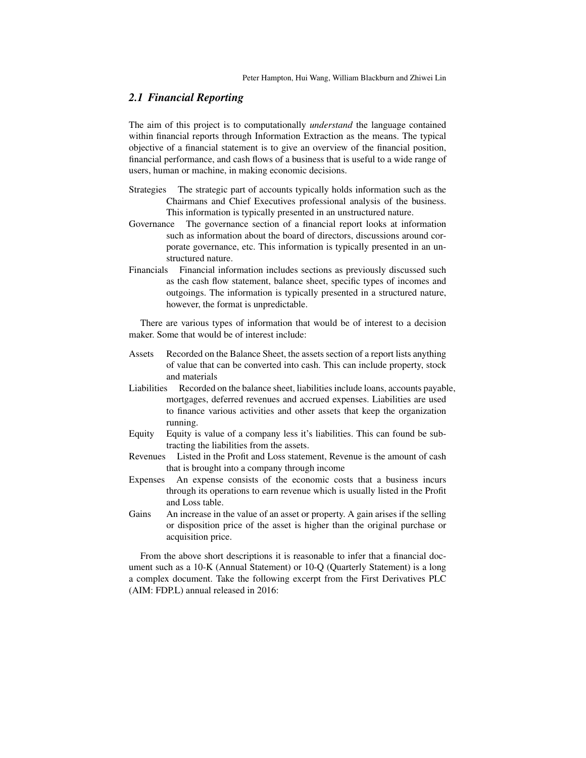### *2.1 Financial Reporting*

The aim of this project is to computationally *understand* the language contained within financial reports through Information Extraction as the means. The typical objective of a financial statement is to give an overview of the financial position, financial performance, and cash flows of a business that is useful to a wide range of users, human or machine, in making economic decisions.

Strategies The strategic part of accounts typically holds information such as the Chairmans and Chief Executives professional analysis of the business. This information is typically presented in an unstructured nature.

Governance The governance section of a financial report looks at information such as information about the board of directors, discussions around corporate governance, etc. This information is typically presented in an unstructured nature.

Financials Financial information includes sections as previously discussed such as the cash flow statement, balance sheet, specific types of incomes and outgoings. The information is typically presented in a structured nature, however, the format is unpredictable.

There are various types of information that would be of interest to a decision maker. Some that would be of interest include:

Assets Recorded on the Balance Sheet, the assets section of a report lists anything of value that can be converted into cash. This can include property, stock and materials

Liabilities Recorded on the balance sheet, liabilities include loans, accounts payable, mortgages, deferred revenues and accrued expenses. Liabilities are used to finance various activities and other assets that keep the organization running.

Equity Equity is value of a company less it's liabilities. This can found be subtracting the liabilities from the assets.

Revenues Listed in the Profit and Loss statement, Revenue is the amount of cash that is brought into a company through income

Expenses An expense consists of the economic costs that a business incurs through its operations to earn revenue which is usually listed in the Profit and Loss table.

Gains An increase in the value of an asset or property. A gain arises if the selling or disposition price of the asset is higher than the original purchase or acquisition price.

From the above short descriptions it is reasonable to infer that a financial document such as a 10-K (Annual Statement) or 10-Q (Quarterly Statement) is a long a complex document. Take the following excerpt from the First Derivatives PLC (AIM: FDP.L) annual released in 2016: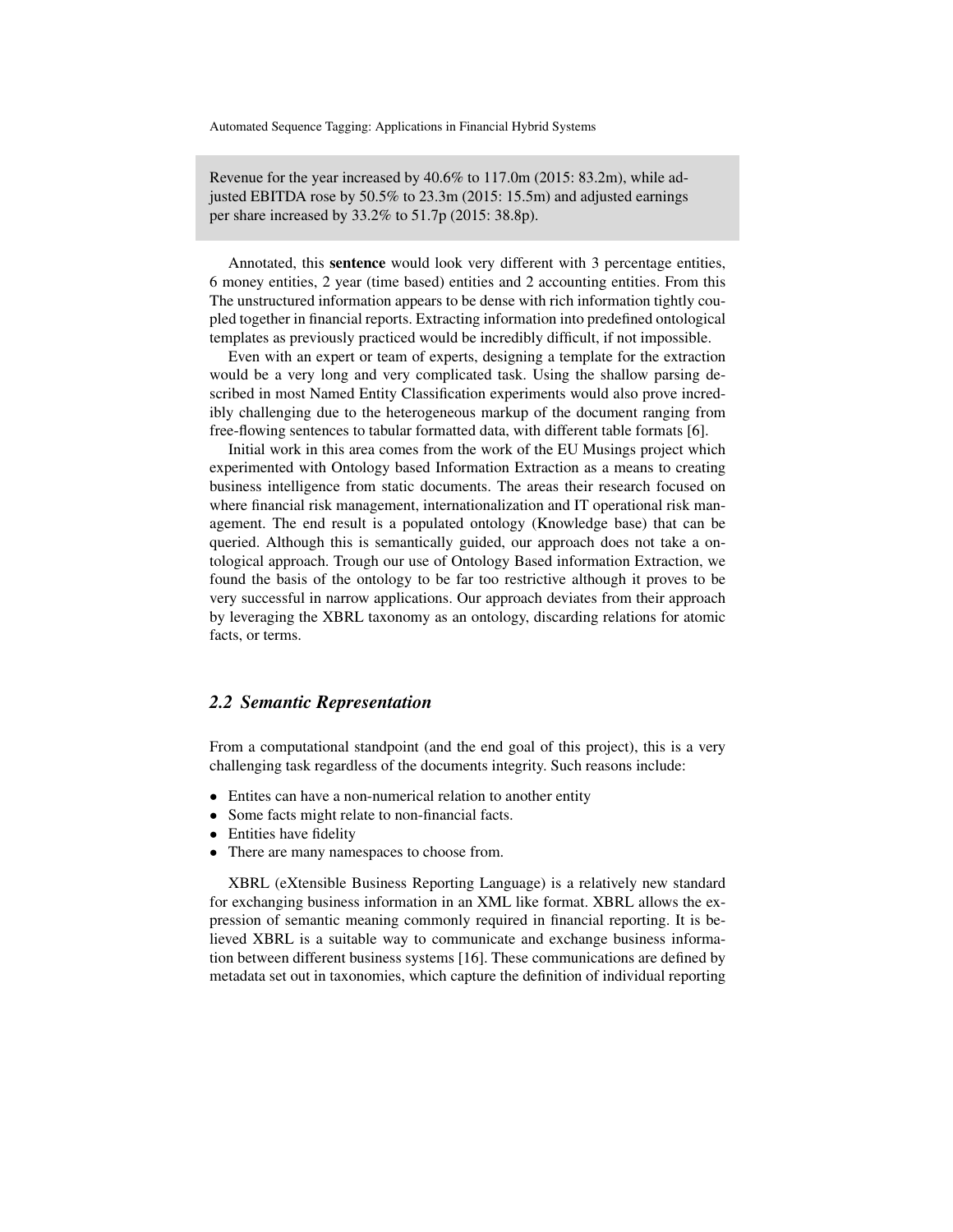Revenue for the year increased by 40.6% to 117.0m (2015: 83.2m), while adjusted EBITDA rose by 50.5% to 23.3m (2015: 15.5m) and adjusted earnings per share increased by 33.2% to 51.7p (2015: 38.8p).

Annotated, this **sentence** would look very different with 3 percentage entities, 6 money entities, 2 year (time based) entities and 2 accounting entities. From this The unstructured information appears to be dense with rich information tightly coupled together in financial reports. Extracting information into predefined ontological templates as previously practiced would be incredibly difficult, if not impossible.

Even with an expert or team of experts, designing a template for the extraction would be a very long and very complicated task. Using the shallow parsing described in most Named Entity Classification experiments would also prove incredibly challenging due to the heterogeneous markup of the document ranging from free-flowing sentences to tabular formatted data, with different table formats [6].

Initial work in this area comes from the work of the EU Musings project which experimented with Ontology based Information Extraction as a means to creating business intelligence from static documents. The areas their research focused on where financial risk management, internationalization and IT operational risk management. The end result is a populated ontology (Knowledge base) that can be queried. Although this is semantically guided, our approach does not take a ontological approach. Trough our use of Ontology Based information Extraction, we found the basis of the ontology to be far too restrictive although it proves to be very successful in narrow applications. Our approach deviates from their approach by leveraging the XBRL taxonomy as an ontology, discarding relations for atomic facts, or terms.

## 2.2 Semantic Representation

From a computational standpoint (and the end goal of this project), this is a very challenging task regardless of the documents integrity. Such reasons include:

- Entites can have a non-numerical relation to another entity
- Some facts might relate to non-financial facts.
- Entities have fidelity
- There are many namespaces to choose from.

XBRL (eXtensible Business Reporting Language) is a relatively new standard for exchanging business information in an XML like format. XBRL allows the expression of semantic meaning commonly required in financial reporting. It is believed XBRL is a suitable way to communicate and exchange business information between different business systems [16]. These communications are defined by metadata set out in taxonomies, which capture the definition of individual reporting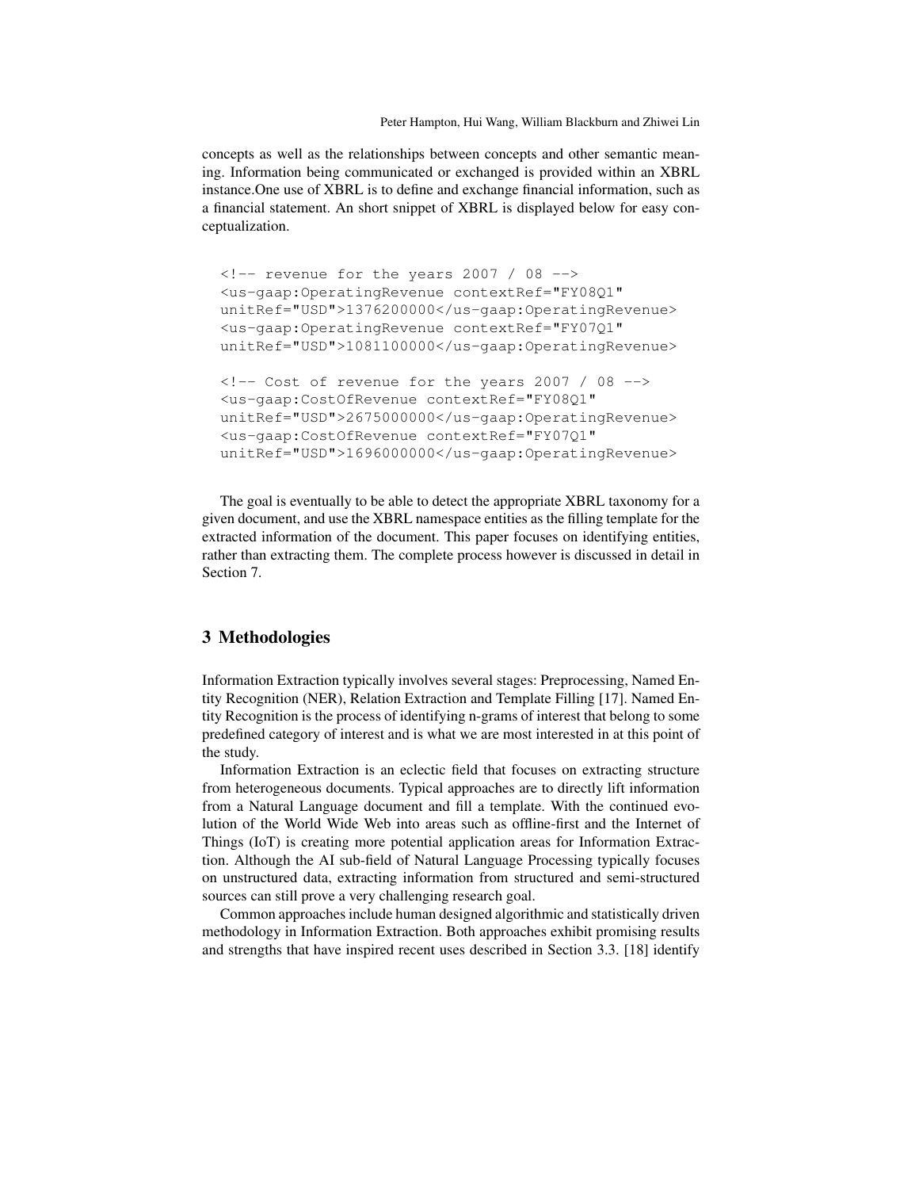concepts as well as the relationships between concepts and other semantic meaning. Information being communicated or exchanged is provided within an XBRL instance.One use of XBRL is to define and exchange financial information, such as a financial statement. An short snippet of XBRL is displayed below for easy conceptualization.

```
<!-- revenue for the years 2007 / 08 -->
<us-gaap:OperatingRevenue contextRef="FY08Q1"
unitRef="USD">1376200000</us-gaap:OperatingRevenue>
<us-gaap:OperatingRevenue contextRef="FY07Q1"
unitRef="USD">1081100000</us-gaap:OperatingRevenue>

<!-- Cost of revenue for the years 2007 / 08 -->
<us-gaap:CostOfRevenue contextRef="FY08Q1"
unitRef="USD">2675000000</us-gaap:OperatingRevenue>
<us-gaap:CostOfRevenue contextRef="FY07Q1"
unitRef="USD">1696000000</us-gaap:OperatingRevenue>
```

The goal is eventually to be able to detect the appropriate XBRL taxonomy for a given document, and use the XBRL namespace entities as the filling template for the extracted information of the document. This paper focuses on identifying entities, rather than extracting them. The complete process however is discussed in detail in Section 7.

## 3 Methodologies

Information Extraction typically involves several stages: Preprocessing, Named Entity Recognition (NER), Relation Extraction and Template Filling [17]. Named Entity Recognition is the process of identifying n-grams of interest that belong to some predefined category of interest and is what we are most interested in at this point of the study.

Information Extraction is an eclectic field that focuses on extracting structure from heterogeneous documents. Typical approaches are to directly lift information from a Natural Language document and fill a template. With the continued evolution of the World Wide Web into areas such as offline-first and the Internet of Things (IoT) is creating more potential application areas for Information Extraction. Although the AI sub-field of Natural Language Processing typically focuses on unstructured data, extracting information from structured and semi-structured sources can still prove a very challenging research goal.

Common approaches include human designed algorithmic and statistically driven methodology in Information Extraction. Both approaches exhibit promising results and strengths that have inspired recent uses described in Section 3.3. [18] identify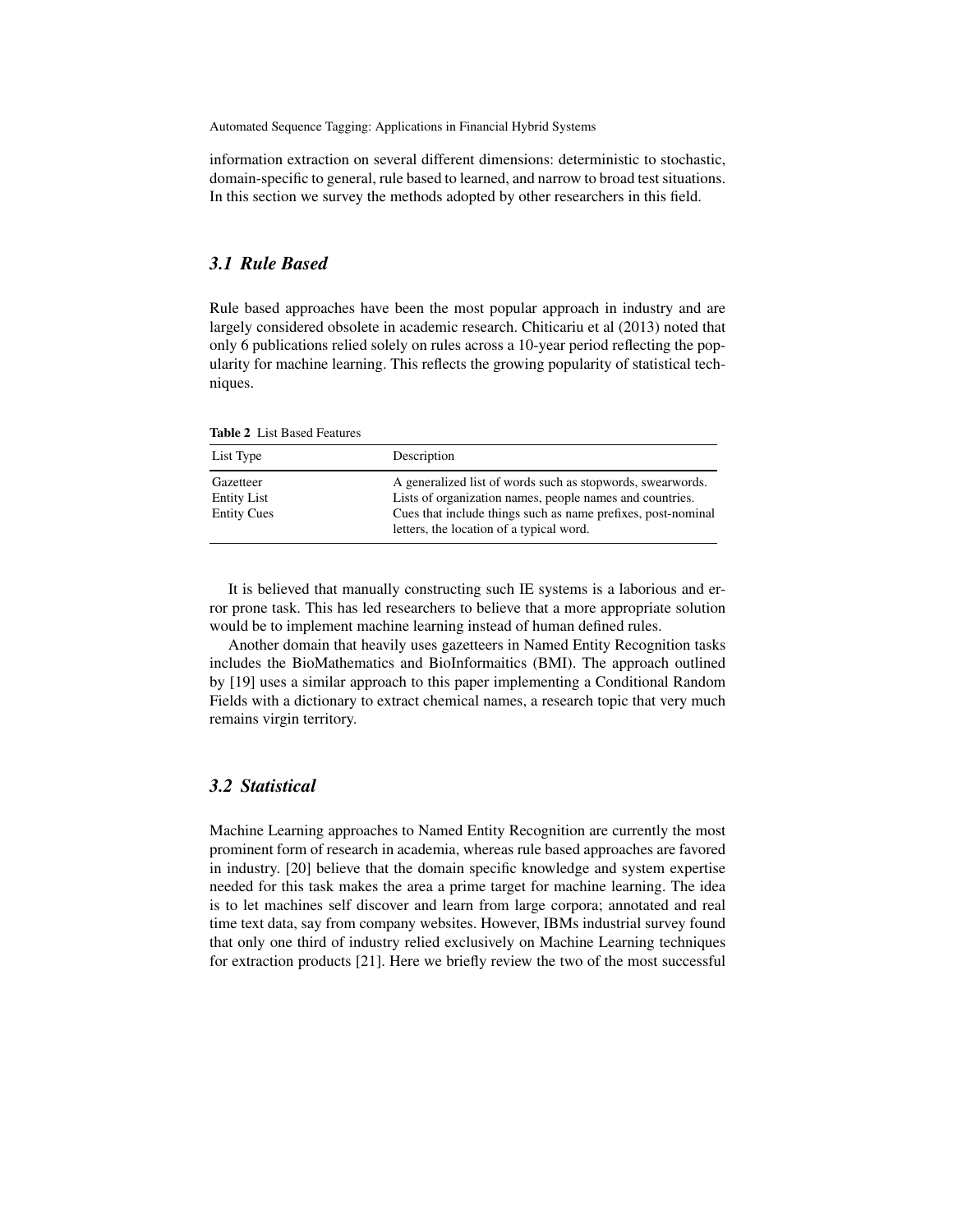information extraction on several different dimensions: deterministic to stochastic, domain-specific to general, rule based to learned, and narrow to broad test situations. In this section we survey the methods adopted by other researchers in this field.

## *3.1 Rule Based*

Rule based approaches have been the most popular approach in industry and are largely considered obsolete in academic research. Chiticariu et al (2013) noted that only 6 publications relied solely on rules across a 10-year period reflecting the popularity for machine learning. This reflects the growing popularity of statistical techniques.

**Table 2** List Based Features

| List Type | Description |
|---|---|
| Gazetteer | A generalized list of words such as stopwords, swearwords. |
| Entity List | Lists of organization names, people names and countries. |
| Entity Cues | Cues that include things such as name prefixes, post-nominal letters, the location of a typical word. |

It is believed that manually constructing such IE systems is a laborious and error prone task. This has led researchers to believe that a more appropriate solution would be to implement machine learning instead of human defined rules.

Another domain that heavily uses gazetteers in Named Entity Recognition tasks includes the BioMathematics and BioInformaitics (BMI). The approach outlined by [19] uses a similar approach to this paper implementing a Conditional Random Fields with a dictionary to extract chemical names, a research topic that very much remains virgin territory.

## *3.2 Statistical*

Machine Learning approaches to Named Entity Recognition are currently the most prominent form of research in academia, whereas rule based approaches are favored in industry. [20] believe that the domain specific knowledge and system expertise needed for this task makes the area a prime target for machine learning. The idea is to let machines self discover and learn from large corpora; annotated and real time text data, say from company websites. However, IBMs industrial survey found that only one third of industry relied exclusively on Machine Learning techniques for extraction products [21]. Here we briefly review the two of the most successful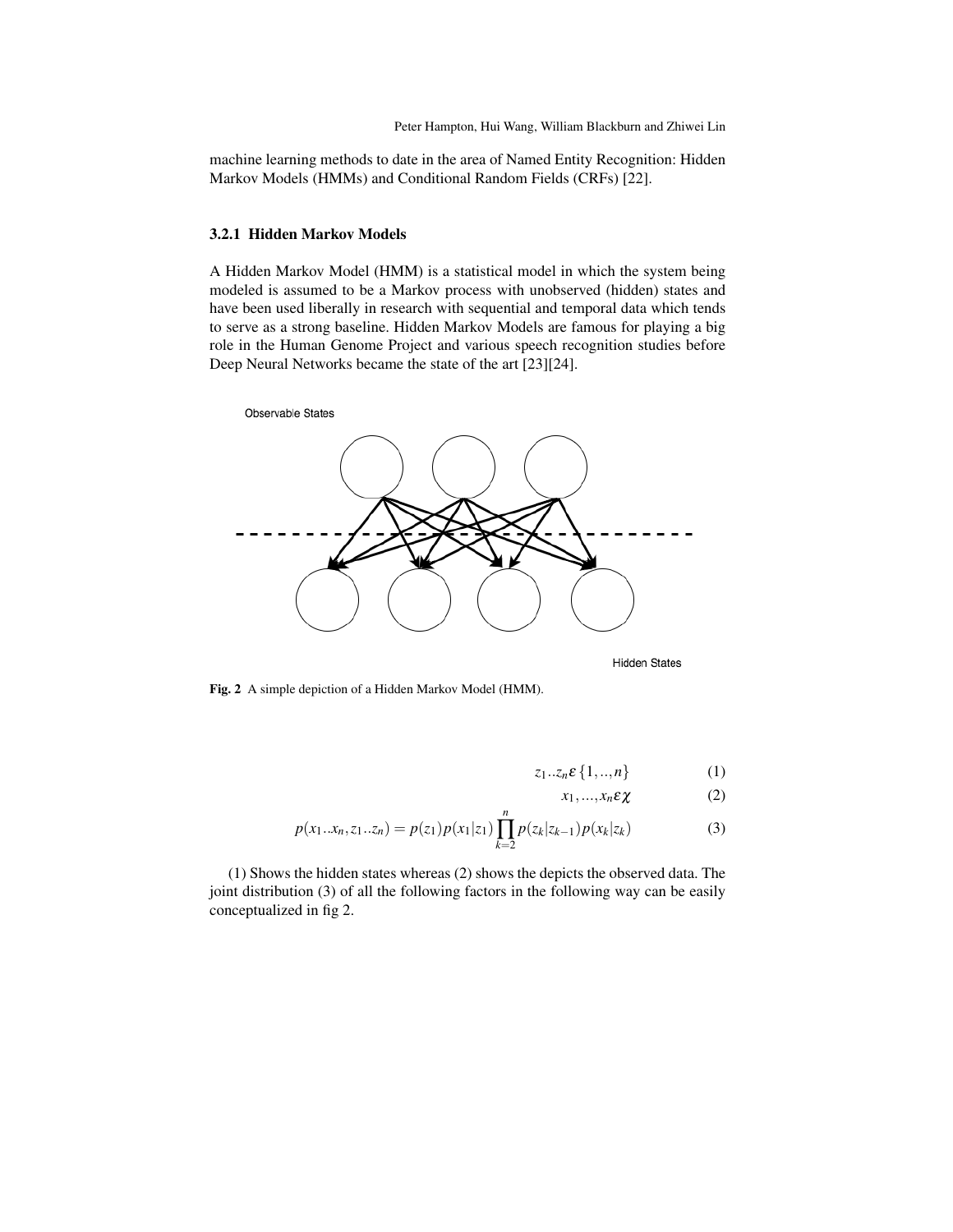machine learning methods to date in the area of Named Entity Recognition: Hidden Markov Models (HMMs) and Conditional Random Fields (CRFs) [22].

### 3.2.1 Hidden Markov Models

A Hidden Markov Model (HMM) is a statistical model in which the system being modeled is assumed to be a Markov process with unobserved (hidden) states and have been used liberally in research with sequential and temporal data which tends to serve as a strong baseline. Hidden Markov Models are famous for playing a big role in the Human Genome Project and various speech recognition studies before Deep Neural Networks became the state of the art [23][24].

Observable States

Hidden States

**Fig. 2** A simple depiction of a Hidden Markov Model (HMM).

$$z_1..z_n \varepsilon \{1,..,n\} \tag{1}$$

$$x_1,...,x_n \varepsilon \chi \tag{2}$$

$$p(x_1..x_n, z_1..z_n) = p(z_1)p(x_1|z_1)\prod_{k=2}^{n} p(z_k|z_{k-1})p(x_k|z_k) \tag{3}$$

(1) Shows the hidden states whereas (2) shows the depicts the observed data. The joint distribution (3) of all the following factors in the following way can be easily conceptualized in fig 2.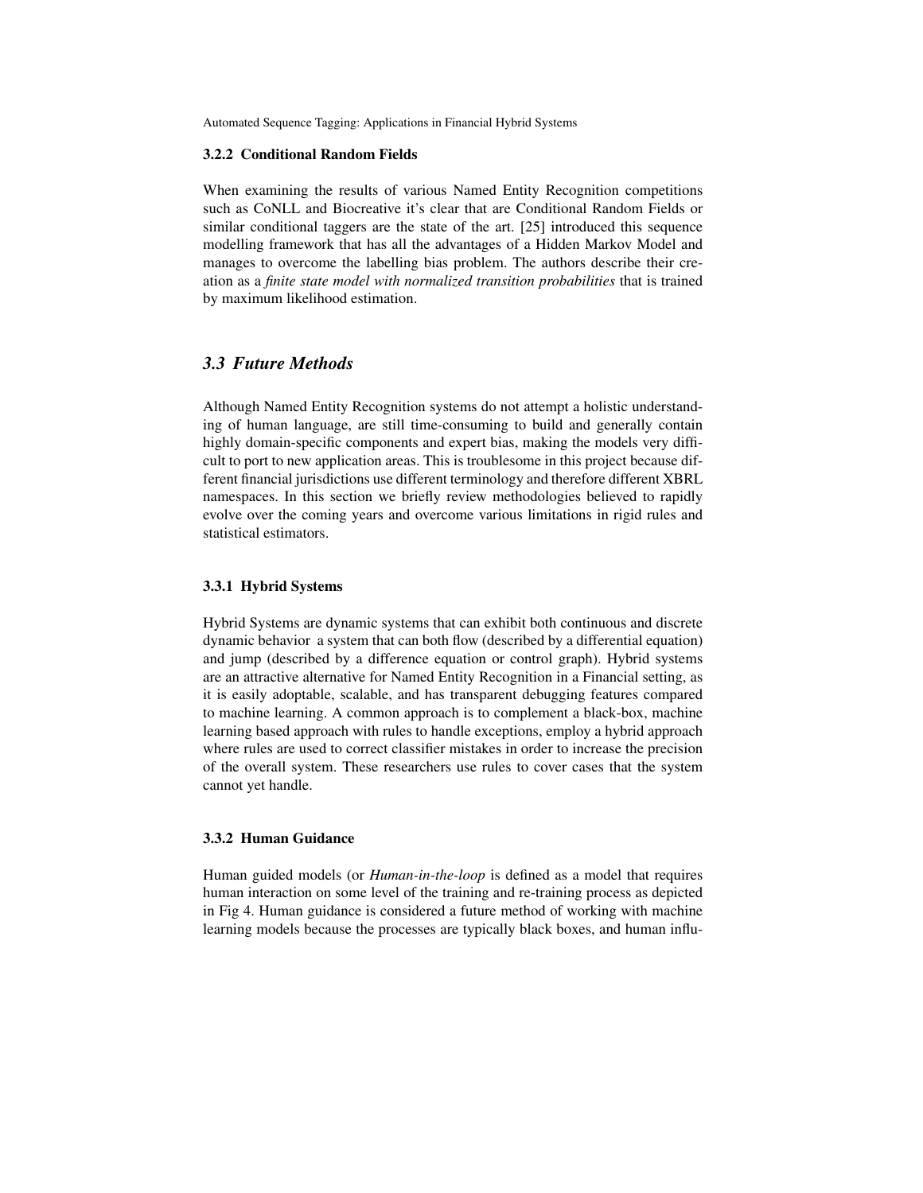#### 3.2.2 Conditional Random Fields

When examining the results of various Named Entity Recognition competitions such as CoNLL and Biocreative it's clear that are Conditional Random Fields or similar conditional taggers are the state of the art. [25] introduced this sequence modelling framework that has all the advantages of a Hidden Markov Model and manages to overcome the labelling bias problem. The authors describe their creation as a *finite state model with normalized transition probabilities* that is trained by maximum likelihood estimation.

### 3.3 Future Methods

Although Named Entity Recognition systems do not attempt a holistic understanding of human language, are still time-consuming to build and generally contain highly domain-specific components and expert bias, making the models very difficult to port to new application areas. This is troublesome in this project because different financial jurisdictions use different terminology and therefore different XBRL namespaces. In this section we briefly review methodologies believed to rapidly evolve over the coming years and overcome various limitations in rigid rules and statistical estimators.

#### 3.3.1 Hybrid Systems

Hybrid Systems are dynamic systems that can exhibit both continuous and discrete dynamic behavior a system that can both flow (described by a differential equation) and jump (described by a difference equation or control graph). Hybrid systems are an attractive alternative for Named Entity Recognition in a Financial setting, as it is easily adoptable, scalable, and has transparent debugging features compared to machine learning. A common approach is to complement a black-box, machine learning based approach with rules to handle exceptions, employ a hybrid approach where rules are used to correct classifier mistakes in order to increase the precision of the overall system. These researchers use rules to cover cases that the system cannot yet handle.

#### 3.3.2 Human Guidance

Human guided models (or *Human-in-the-loop* is defined as a model that requires human interaction on some level of the training and re-training process as depicted in Fig 4. Human guidance is considered a future method of working with machine learning models because the processes are typically black boxes, and human influ-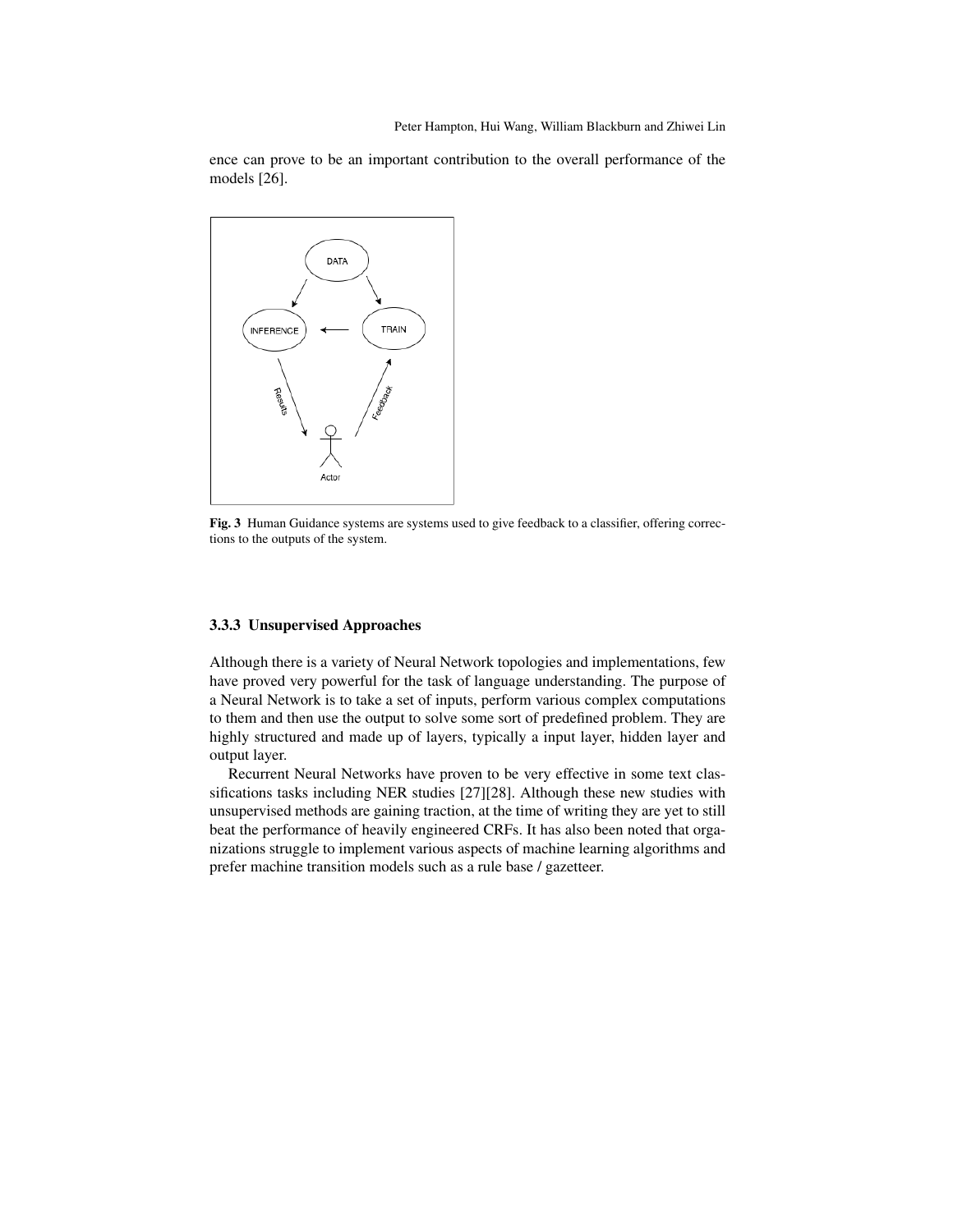ence can prove to be an important contribution to the overall performance of the models [26].

**Fig. 3** Human Guidance systems are systems used to give feedback to a classifier, offering corrections to the outputs of the system.

### 3.3.3 Unsupervised Approaches

Although there is a variety of Neural Network topologies and implementations, few have proved very powerful for the task of language understanding. The purpose of a Neural Network is to take a set of inputs, perform various complex computations to them and then use the output to solve some sort of predefined problem. They are highly structured and made up of layers, typically a input layer, hidden layer and output layer.

Recurrent Neural Networks have proven to be very effective in some text classifications tasks including NER studies [27][28]. Although these new studies with unsupervised methods are gaining traction, at the time of writing they are yet to still beat the performance of heavily engineered CRFs. It has also been noted that organizations struggle to implement various aspects of machine learning algorithms and prefer machine transition models such as a rule base / gazetteer.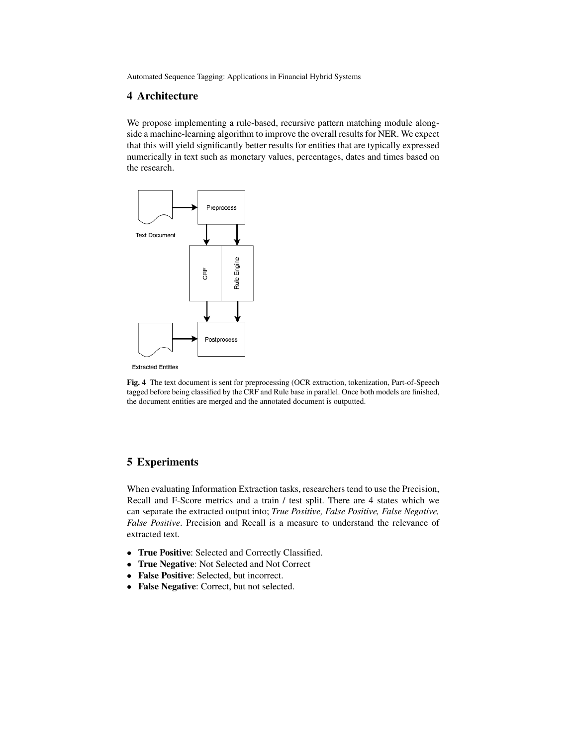## 4 Architecture

We propose implementing a rule-based, recursive pattern matching module alongside a machine-learning algorithm to improve the overall results for NER. We expect that this will yield significantly better results for entities that are typically expressed numerically in text such as monetary values, percentages, dates and times based on the research.

**Fig. 4** The text document is sent for preprocessing (OCR extraction, tokenization, Part-of-Speech tagged before being classified by the CRF and Rule base in parallel. Once both models are finished, the document entities are merged and the annotated document is outputted.

## 5 Experiments

When evaluating Information Extraction tasks, researchers tend to use the Precision, Recall and F-Score metrics and a train / test split. There are 4 states which we can separate the extracted output into; *True Positive, False Positive, False Negative, False Positive*. Precision and Recall is a measure to understand the relevance of extracted text.

- **True Positive**: Selected and Correctly Classified.
- **True Negative**: Not Selected and Not Correct
- **False Positive**: Selected, but incorrect.
- **False Negative**: Correct, but not selected.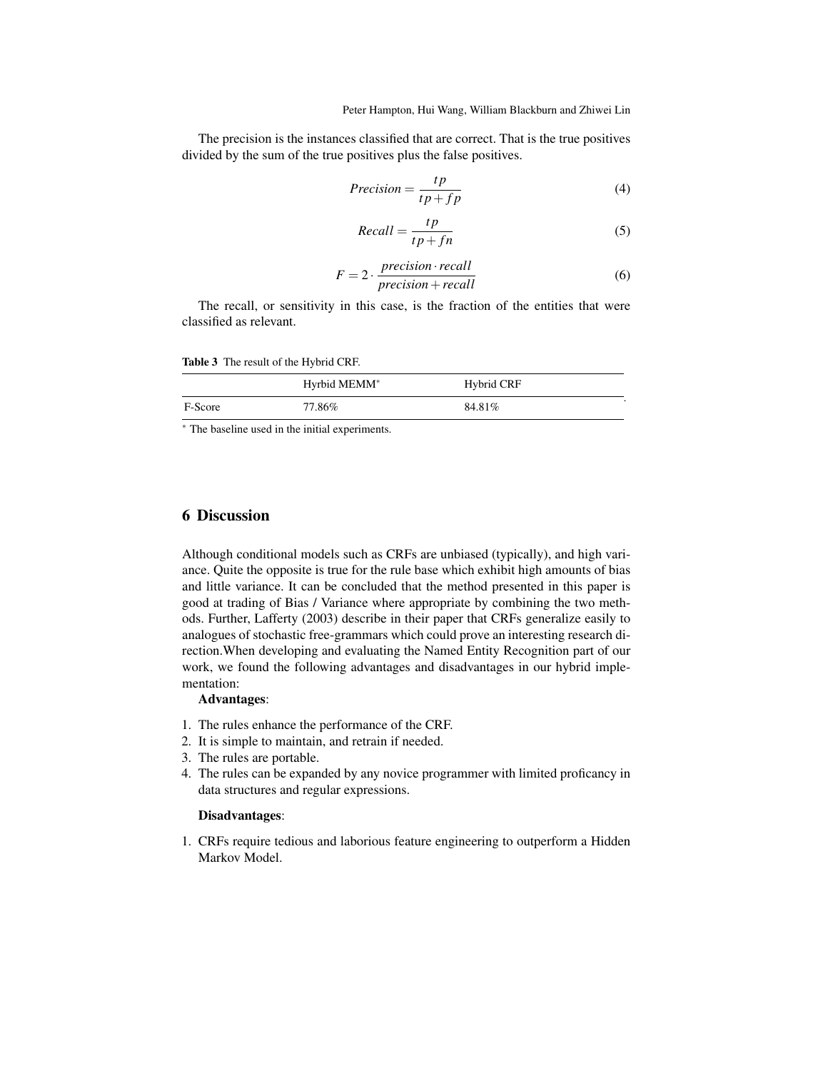The precision is the instances classified that are correct. That is the true positives divided by the sum of the true positives plus the false positives.

$$Precision = \frac{tp}{tp + fp} \tag{4}$$

$$Recall = \frac{tp}{tp + fn} \tag{5}$$

$$F = 2 \cdot \frac{precision \cdot recall}{precision + recall} \tag{6}$$

The recall, or sensitivity in this case, is the fraction of the entities that were classified as relevant.

**Table 3** The result of the Hybrid CRF.

| | Hyrbid MEMM* | Hybrid CRF |
|---|---|---|
| F-Score | 77.86% | 84.81% |

* The baseline used in the initial experiments.

## 6 Discussion

Although conditional models such as CRFs are unbiased (typically), and high variance. Quite the opposite is true for the rule base which exhibit high amounts of bias and little variance. It can be concluded that the method presented in this paper is good at trading of Bias / Variance where appropriate by combining the two methods. Further, Lafferty (2003) describe in their paper that CRFs generalize easily to analogues of stochastic free-grammars which could prove an interesting research direction.When developing and evaluating the Named Entity Recognition part of our work, we found the following advantages and disadvantages in our hybrid implementation:

**Advantages**:

1. The rules enhance the performance of the CRF.
2. It is simple to maintain, and retrain if needed.
3. The rules are portable.
4. The rules can be expanded by any novice programmer with limited proficancy in data structures and regular expressions.

**Disadvantages**:

1. CRFs require tedious and laborious feature engineering to outperform a Hidden Markov Model.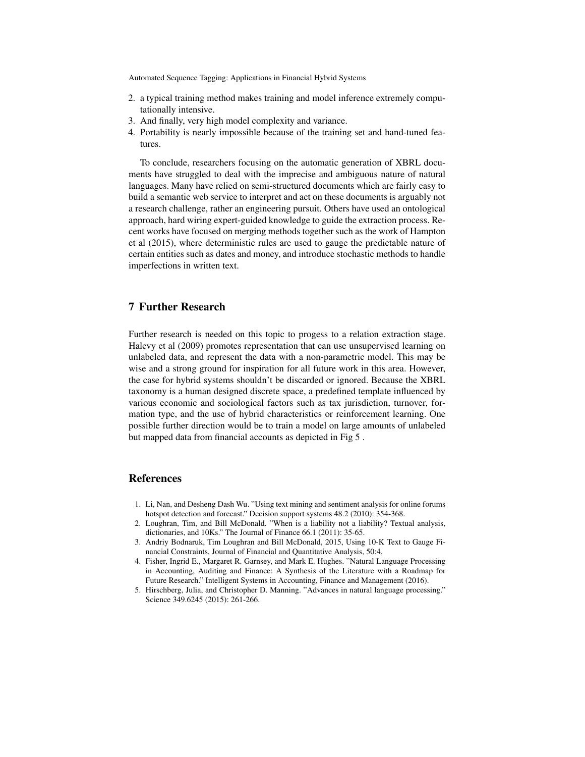2. a typical training method makes training and model inference extremely computationally intensive.
3. And finally, very high model complexity and variance.
4. Portability is nearly impossible because of the training set and hand-tuned features.

To conclude, researchers focusing on the automatic generation of XBRL documents have struggled to deal with the imprecise and ambiguous nature of natural languages. Many have relied on semi-structured documents which are fairly easy to build a semantic web service to interpret and act on these documents is arguably not a research challenge, rather an engineering pursuit. Others have used an ontological approach, hard wiring expert-guided knowledge to guide the extraction process. Recent works have focused on merging methods together such as the work of Hampton et al (2015), where deterministic rules are used to gauge the predictable nature of certain entities such as dates and money, and introduce stochastic methods to handle imperfections in written text.

## 7 Further Research

Further research is needed on this topic to progess to a relation extraction stage. Halevy et al (2009) promotes representation that can use unsupervised learning on unlabeled data, and represent the data with a non-parametric model. This may be wise and a strong ground for inspiration for all future work in this area. However, the case for hybrid systems shouldn't be discarded or ignored. Because the XBRL taxonomy is a human designed discrete space, a predefined template influenced by various economic and sociological factors such as tax jurisdiction, turnover, formation type, and the use of hybrid characteristics or reinforcement learning. One possible further direction would be to train a model on large amounts of unlabeled but mapped data from financial accounts as depicted in Fig 5 .

## References

1. Li, Nan, and Desheng Dash Wu. "Using text mining and sentiment analysis for online forums hotspot detection and forecast." Decision support systems 48.2 (2010): 354-368.
2. Loughran, Tim, and Bill McDonald. "When is a liability not a liability? Textual analysis, dictionaries, and 10Ks." The Journal of Finance 66.1 (2011): 35-65.
3. Andriy Bodnaruk, Tim Loughran and Bill McDonald, 2015, Using 10-K Text to Gauge Financial Constraints, Journal of Financial and Quantitative Analysis, 50:4.
4. Fisher, Ingrid E., Margaret R. Garnsey, and Mark E. Hughes. "Natural Language Processing in Accounting, Auditing and Finance: A Synthesis of the Literature with a Roadmap for Future Research." Intelligent Systems in Accounting, Finance and Management (2016).
5. Hirschberg, Julia, and Christopher D. Manning. "Advances in natural language processing." Science 349.6245 (2015): 261-266.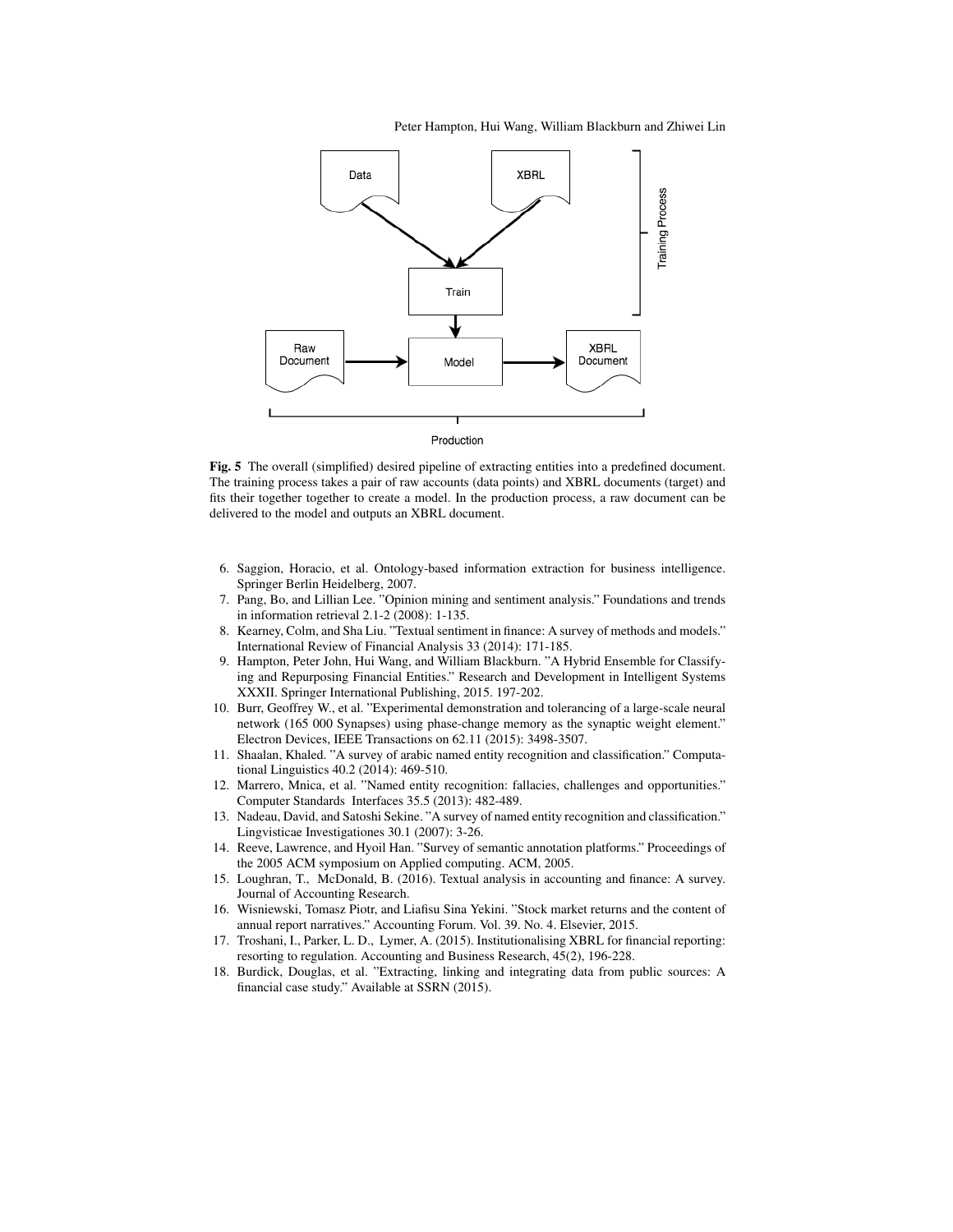**Fig. 5** The overall (simplified) desired pipeline of extracting entities into a predefined document. The training process takes a pair of raw accounts (data points) and XBRL documents (target) and fits their together together to create a model. In the production process, a raw document can be delivered to the model and outputs an XBRL document.

6. Saggion, Horacio, et al. Ontology-based information extraction for business intelligence. Springer Berlin Heidelberg, 2007.
7. Pang, Bo, and Lillian Lee. "Opinion mining and sentiment analysis." Foundations and trends in information retrieval 2.1-2 (2008): 1-135.
8. Kearney, Colm, and Sha Liu. "Textual sentiment in finance: A survey of methods and models." International Review of Financial Analysis 33 (2014): 171-185.
9. Hampton, Peter John, Hui Wang, and William Blackburn. "A Hybrid Ensemble for Classifying and Repurposing Financial Entities." Research and Development in Intelligent Systems XXXII. Springer International Publishing, 2015. 197-202.
10. Burr, Geoffrey W., et al. "Experimental demonstration and tolerancing of a large-scale neural network (165 000 Synapses) using phase-change memory as the synaptic weight element." Electron Devices, IEEE Transactions on 62.11 (2015): 3498-3507.
11. Shaalan, Khaled. "A survey of arabic named entity recognition and classification." Computational Linguistics 40.2 (2014): 469-510.
12. Marrero, Mnica, et al. "Named entity recognition: fallacies, challenges and opportunities." Computer Standards Interfaces 35.5 (2013): 482-489.
13. Nadeau, David, and Satoshi Sekine. "A survey of named entity recognition and classification." Lingvisticae Investigationes 30.1 (2007): 3-26.
14. Reeve, Lawrence, and Hyoil Han. "Survey of semantic annotation platforms." Proceedings of the 2005 ACM symposium on Applied computing. ACM, 2005.
15. Loughran, T., McDonald, B. (2016). Textual analysis in accounting and finance: A survey. Journal of Accounting Research.
16. Wisniewski, Tomasz Piotr, and Liafisu Sina Yekini. "Stock market returns and the content of annual report narratives." Accounting Forum. Vol. 39. No. 4. Elsevier, 2015.
17. Troshani, I., Parker, L. D., Lymer, A. (2015). Institutionalising XBRL for financial reporting: resorting to regulation. Accounting and Business Research, 45(2), 196-228.
18. Burdick, Douglas, et al. "Extracting, linking and integrating data from public sources: A financial case study." Available at SSRN (2015).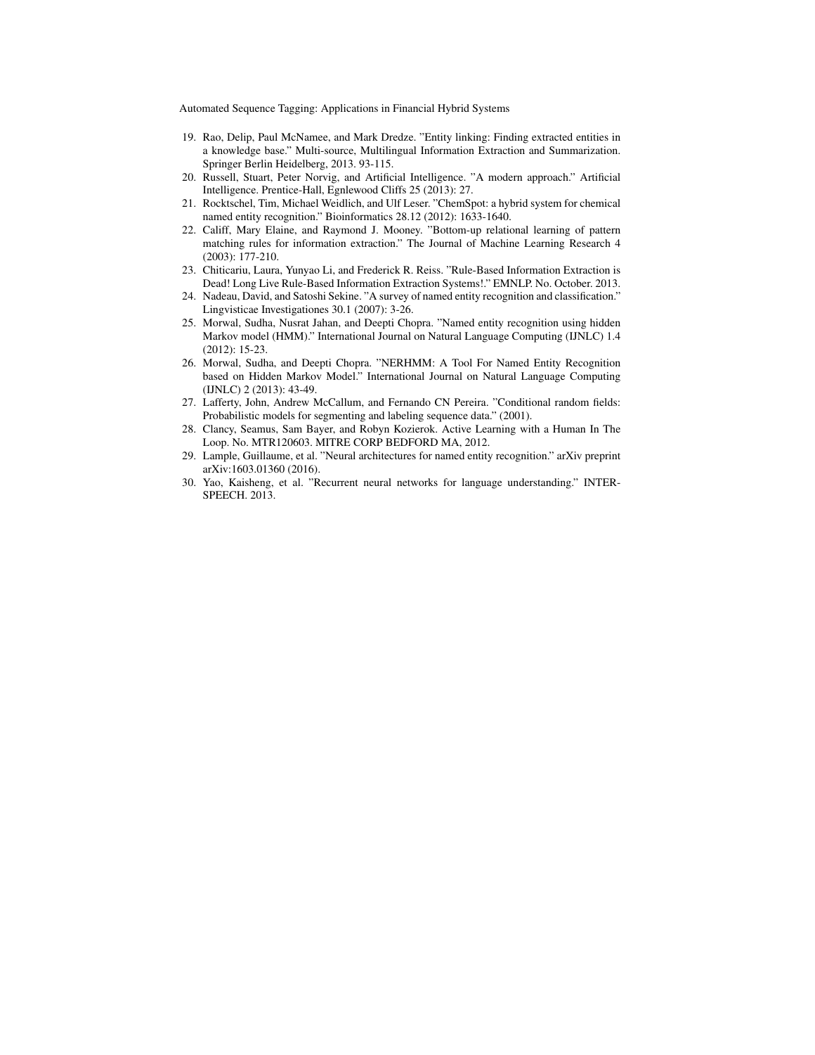19. Rao, Delip, Paul McNamee, and Mark Dredze. "Entity linking: Finding extracted entities in a knowledge base." Multi-source, Multilingual Information Extraction and Summarization. Springer Berlin Heidelberg, 2013. 93-115.
20. Russell, Stuart, Peter Norvig, and Artificial Intelligence. "A modern approach." Artificial Intelligence. Prentice-Hall, Egnlewood Cliffs 25 (2013): 27.
21. Rocktschel, Tim, Michael Weidlich, and Ulf Leser. "ChemSpot: a hybrid system for chemical named entity recognition." Bioinformatics 28.12 (2012): 1633-1640.
22. Califf, Mary Elaine, and Raymond J. Mooney. "Bottom-up relational learning of pattern matching rules for information extraction." The Journal of Machine Learning Research 4 (2003): 177-210.
23. Chiticariu, Laura, Yunyao Li, and Frederick R. Reiss. "Rule-Based Information Extraction is Dead! Long Live Rule-Based Information Extraction Systems!." EMNLP. No. October. 2013.
24. Nadeau, David, and Satoshi Sekine. "A survey of named entity recognition and classification." Lingvisticae Investigationes 30.1 (2007): 3-26.
25. Morwal, Sudha, Nusrat Jahan, and Deepti Chopra. "Named entity recognition using hidden Markov model (HMM)." International Journal on Natural Language Computing (IJNLC) 1.4 (2012): 15-23.
26. Morwal, Sudha, and Deepti Chopra. "NERHMM: A Tool For Named Entity Recognition based on Hidden Markov Model." International Journal on Natural Language Computing (IJNLC) 2 (2013): 43-49.
27. Lafferty, John, Andrew McCallum, and Fernando CN Pereira. "Conditional random fields: Probabilistic models for segmenting and labeling sequence data." (2001).
28. Clancy, Seamus, Sam Bayer, and Robyn Kozierok. Active Learning with a Human In The Loop. No. MTR120603. MITRE CORP BEDFORD MA, 2012.
29. Lample, Guillaume, et al. "Neural architectures for named entity recognition." arXiv preprint arXiv:1603.01360 (2016).
30. Yao, Kaisheng, et al. "Recurrent neural networks for language understanding." INTERSPEECH. 2013.